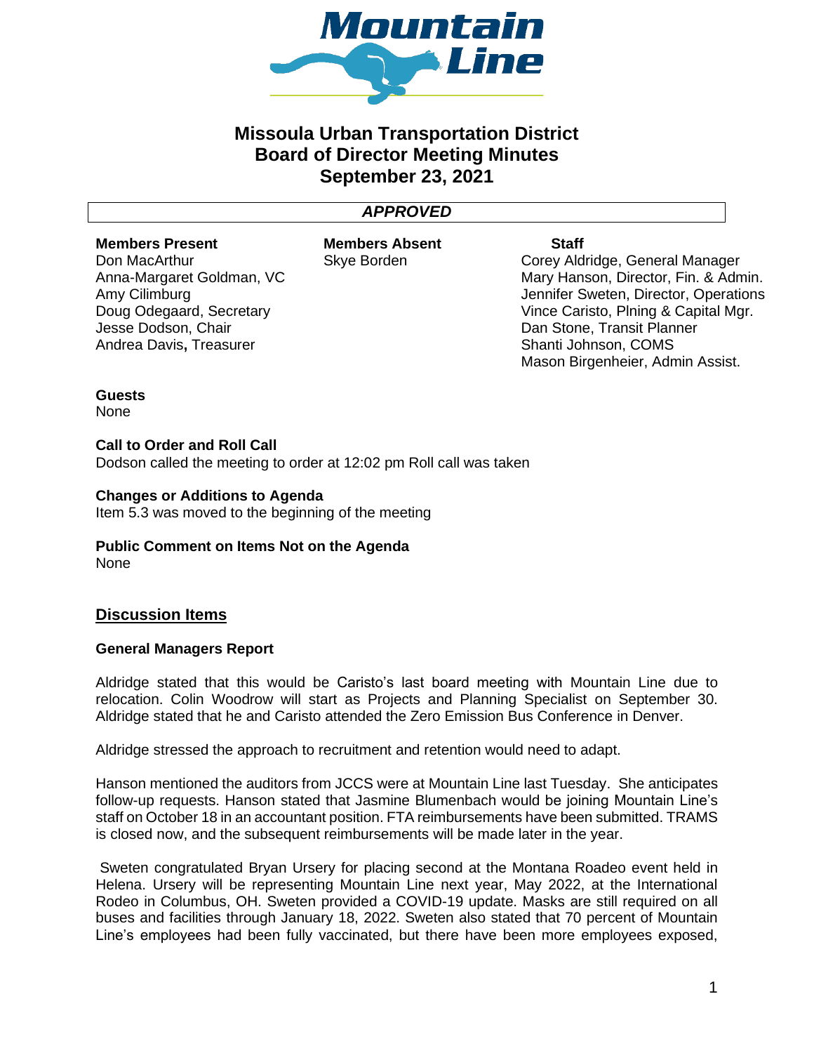# Missoula Urban Transportation District
## Board of Director Meeting Minutes
## September 23, 2021

***APPROVED***

**Members Present**
Don MacArthur
Anna-Margaret Goldman, VC
Amy Cilimburg
Doug Odegaard, Secretary
Jesse Dodson, Chair
Andrea Davis**,** Treasurer

**Members Absent**
Skye Borden

**Staff**
Corey Aldridge, General Manager
Mary Hanson, Director, Fin. & Admin.
Jennifer Sweten, Director, Operations
Vince Caristo, Plning & Capital Mgr.
Dan Stone, Transit Planner
Shanti Johnson, COMS
Mason Birgenheier, Admin Assist.

**Guests**
None

**Call to Order and Roll Call**
Dodson called the meeting to order at 12:02 pm Roll call was taken

**Changes or Additions to Agenda**
Item 5.3 was moved to the beginning of the meeting

**Public Comment on Items Not on the Agenda**
None

## Discussion Items

**General Managers Report**

Aldridge stated that this would be Caristo's last board meeting with Mountain Line due to relocation. Colin Woodrow will start as Projects and Planning Specialist on September 30. Aldridge stated that he and Caristo attended the Zero Emission Bus Conference in Denver.

Aldridge stressed the approach to recruitment and retention would need to adapt.

Hanson mentioned the auditors from JCCS were at Mountain Line last Tuesday. She anticipates follow-up requests. Hanson stated that Jasmine Blumenbach would be joining Mountain Line's staff on October 18 in an accountant position. FTA reimbursements have been submitted. TRAMS is closed now, and the subsequent reimbursements will be made later in the year.

Sweten congratulated Bryan Ursery for placing second at the Montana Roadeo event held in Helena. Ursery will be representing Mountain Line next year, May 2022, at the International Rodeo in Columbus, OH. Sweten provided a COVID-19 update. Masks are still required on all buses and facilities through January 18, 2022. Sweten also stated that 70 percent of Mountain Line's employees had been fully vaccinated, but there have been more employees exposed,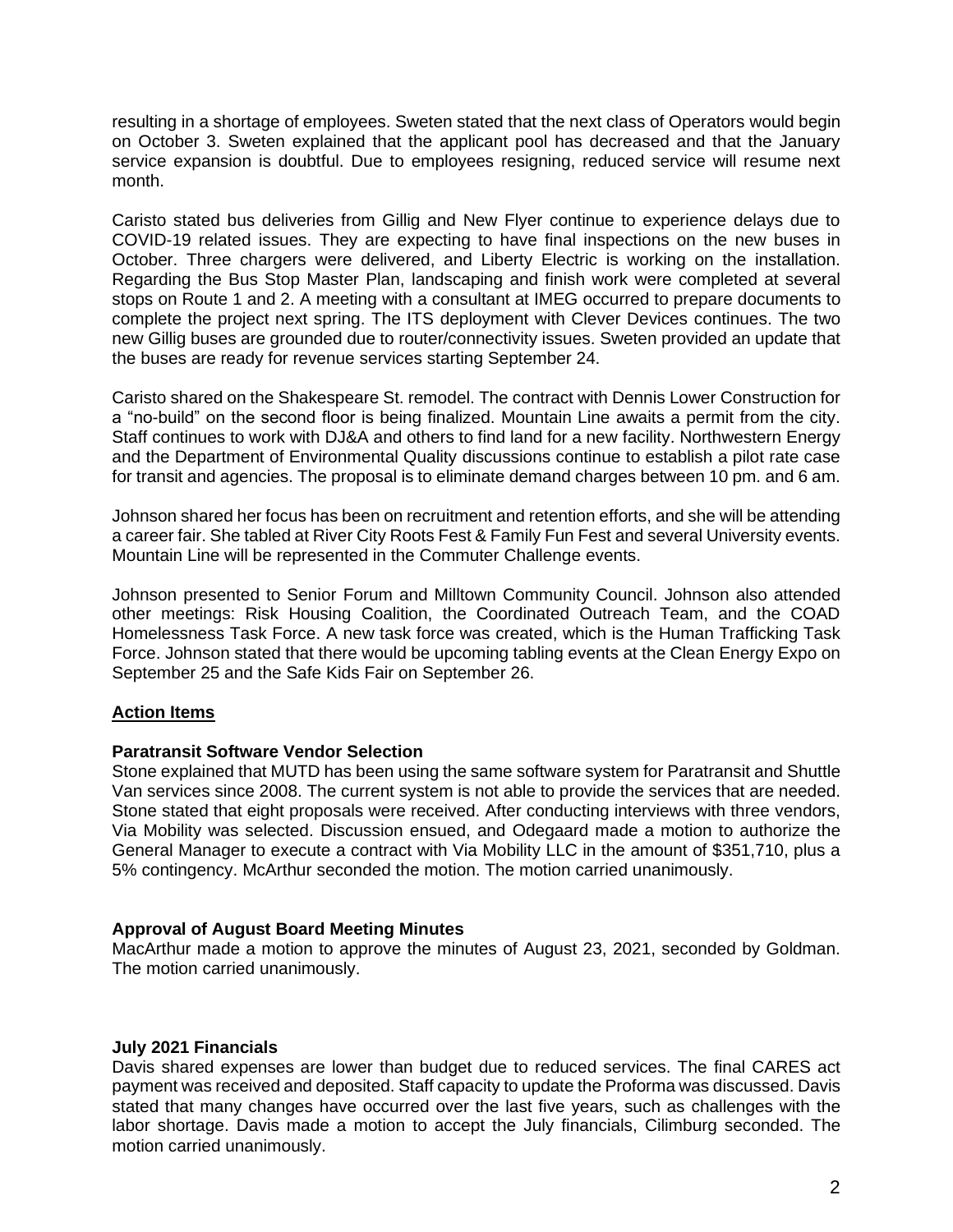resulting in a shortage of employees. Sweten stated that the next class of Operators would begin on October 3. Sweten explained that the applicant pool has decreased and that the January service expansion is doubtful. Due to employees resigning, reduced service will resume next month.

Caristo stated bus deliveries from Gillig and New Flyer continue to experience delays due to COVID-19 related issues. They are expecting to have final inspections on the new buses in October. Three chargers were delivered, and Liberty Electric is working on the installation. Regarding the Bus Stop Master Plan, landscaping and finish work were completed at several stops on Route 1 and 2. A meeting with a consultant at IMEG occurred to prepare documents to complete the project next spring. The ITS deployment with Clever Devices continues. The two new Gillig buses are grounded due to router/connectivity issues. Sweten provided an update that the buses are ready for revenue services starting September 24.

Caristo shared on the Shakespeare St. remodel. The contract with Dennis Lower Construction for a "no-build" on the second floor is being finalized. Mountain Line awaits a permit from the city. Staff continues to work with DJ&A and others to find land for a new facility. Northwestern Energy and the Department of Environmental Quality discussions continue to establish a pilot rate case for transit and agencies. The proposal is to eliminate demand charges between 10 pm. and 6 am.

Johnson shared her focus has been on recruitment and retention efforts, and she will be attending a career fair. She tabled at River City Roots Fest & Family Fun Fest and several University events. Mountain Line will be represented in the Commuter Challenge events.

Johnson presented to Senior Forum and Milltown Community Council. Johnson also attended other meetings: Risk Housing Coalition, the Coordinated Outreach Team, and the COAD Homelessness Task Force. A new task force was created, which is the Human Trafficking Task Force. Johnson stated that there would be upcoming tabling events at the Clean Energy Expo on September 25 and the Safe Kids Fair on September 26.

## Action Items

### Paratransit Software Vendor Selection

Stone explained that MUTD has been using the same software system for Paratransit and Shuttle Van services since 2008. The current system is not able to provide the services that are needed. Stone stated that eight proposals were received. After conducting interviews with three vendors, Via Mobility was selected. Discussion ensued, and Odegaard made a motion to authorize the General Manager to execute a contract with Via Mobility LLC in the amount of $351,710, plus a 5% contingency. McArthur seconded the motion. The motion carried unanimously.

### Approval of August Board Meeting Minutes

MacArthur made a motion to approve the minutes of August 23, 2021, seconded by Goldman. The motion carried unanimously.

### July 2021 Financials

Davis shared expenses are lower than budget due to reduced services. The final CARES act payment was received and deposited. Staff capacity to update the Proforma was discussed. Davis stated that many changes have occurred over the last five years, such as challenges with the labor shortage. Davis made a motion to accept the July financials, Cilimburg seconded. The motion carried unanimously.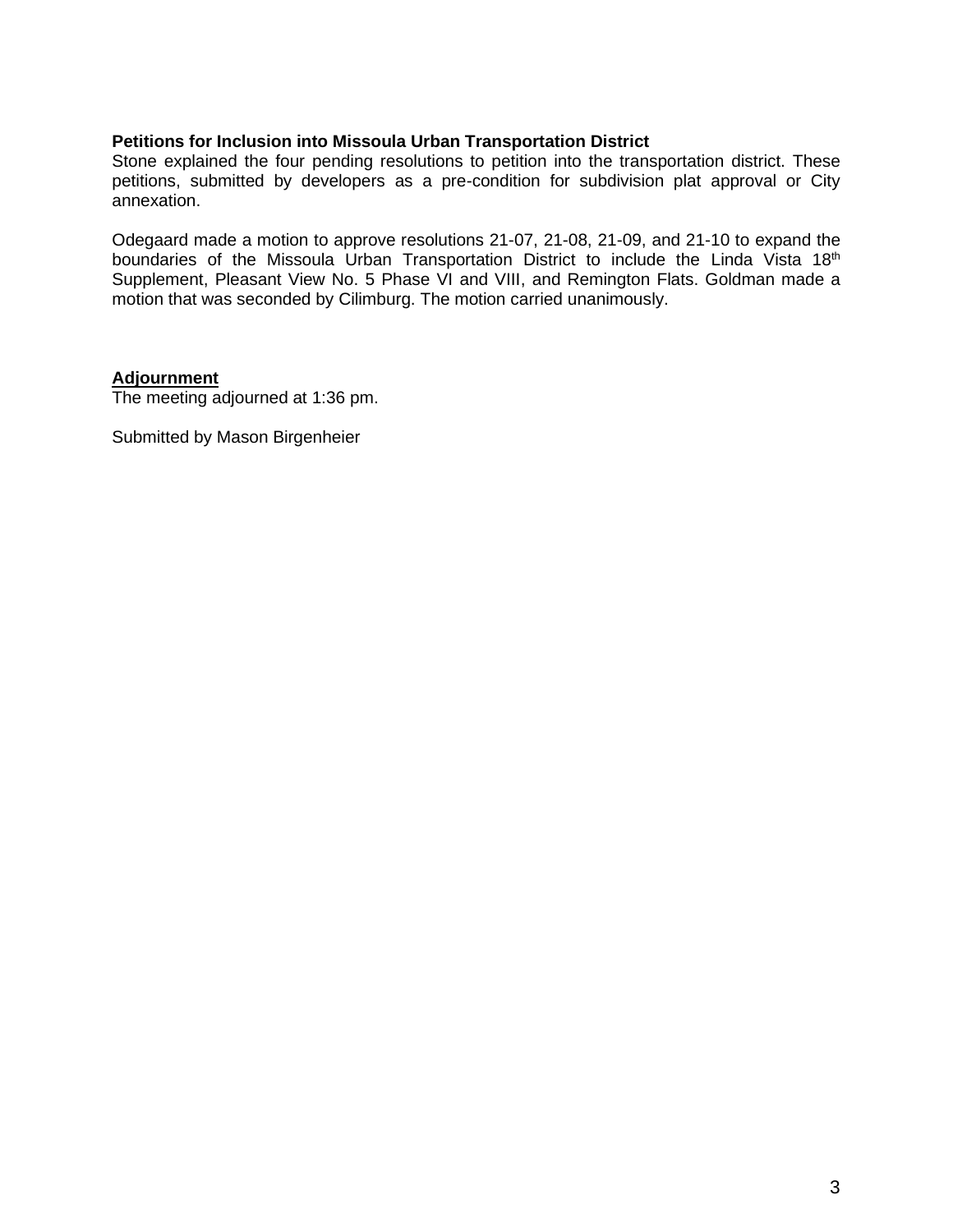**Petitions for Inclusion into Missoula Urban Transportation District**
Stone explained the four pending resolutions to petition into the transportation district. These petitions, submitted by developers as a pre-condition for subdivision plat approval or City annexation.

Odegaard made a motion to approve resolutions 21-07, 21-08, 21-09, and 21-10 to expand the boundaries of the Missoula Urban Transportation District to include the Linda Vista 18th Supplement, Pleasant View No. 5 Phase VI and VIII, and Remington Flats. Goldman made a motion that was seconded by Cilimburg. The motion carried unanimously.

**Adjournment**
The meeting adjourned at 1:36 pm.

Submitted by Mason Birgenheier